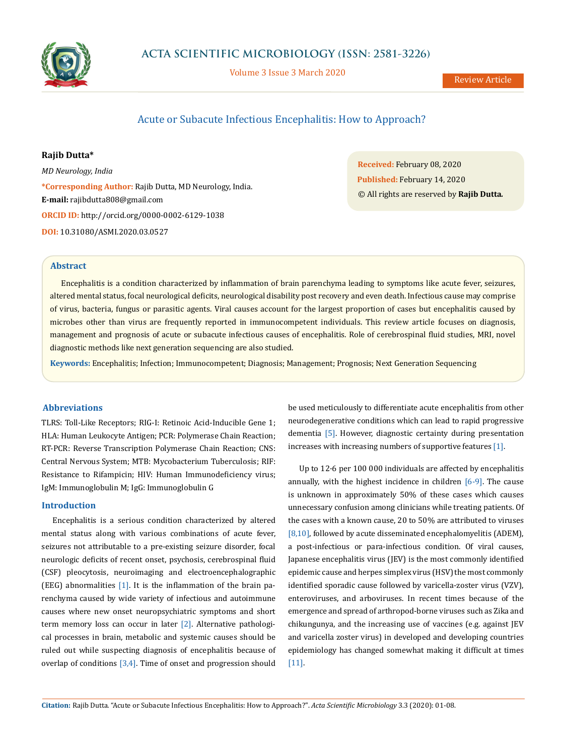Review Article

# Acute or Subacute Infectious Encephalitis: How to Approach?

**Rajib Dutta***

*MD Neurology, India*

***Corresponding Author:** Rajib Dutta, MD Neurology, India.

**E-mail:** rajibdutta808@gmail.com

**ORCID ID:** http://orcid.org/0000-0002-6129-1038

**DOI:** 10.31080/ASMI.2020.03.0527

**Received:** February 08, 2020

**Published:** February 14, 2020

© All rights are reserved by **Rajib Dutta.**

## Abstract

Encephalitis is a condition characterized by inflammation of brain parenchyma leading to symptoms like acute fever, seizures, altered mental status, focal neurological deficits, neurological disability post recovery and even death. Infectious cause may comprise of virus, bacteria, fungus or parasitic agents. Viral causes account for the largest proportion of cases but encephalitis caused by microbes other than virus are frequently reported in immunocompetent individuals. This review article focuses on diagnosis, management and prognosis of acute or subacute infectious causes of encephalitis. Role of cerebrospinal fluid studies, MRI, novel diagnostic methods like next generation sequencing are also studied.

**Keywords:** Encephalitis; Infection; Immunocompetent; Diagnosis; Management; Prognosis; Next Generation Sequencing

## Abbreviations

TLRS: Toll-Like Receptors; RIG-I: Retinoic Acid-Inducible Gene 1; HLA: Human Leukocyte Antigen; PCR: Polymerase Chain Reaction; RT-PCR: Reverse Transcription Polymerase Chain Reaction; CNS: Central Nervous System; MTB: Mycobacterium Tuberculosis; RIF: Resistance to Rifampicin; HIV: Human Immunodeficiency virus; IgM: Immunoglobulin M; IgG: Immunoglobulin G

## Introduction

Encephalitis is a serious condition characterized by altered mental status along with various combinations of acute fever, seizures not attributable to a pre-existing seizure disorder, focal neurologic deficits of recent onset, psychosis, cerebrospinal fluid (CSF) pleocytosis, neuroimaging and electroencephalographic (EEG) abnormalities [1]. It is the inflammation of the brain parenchyma caused by wide variety of infectious and autoimmune causes where new onset neuropsychiatric symptoms and short term memory loss can occur in later [2]. Alternative pathological processes in brain, metabolic and systemic causes should be ruled out while suspecting diagnosis of encephalitis because of overlap of conditions [3,4]. Time of onset and progression should be used meticulously to differentiate acute encephalitis from other neurodegenerative conditions which can lead to rapid progressive dementia [5]. However, diagnostic certainty during presentation increases with increasing numbers of supportive features [1].

Up to 12·6 per 100 000 individuals are affected by encephalitis annually, with the highest incidence in children [6-9]. The cause is unknown in approximately 50% of these cases which causes unnecessary confusion among clinicians while treating patients. Of the cases with a known cause, 20 to 50% are attributed to viruses [8,10], followed by acute disseminated encephalomyelitis (ADEM), a post-infectious or para-infectious condition. Of viral causes, Japanese encephalitis virus (JEV) is the most commonly identified epidemic cause and herpes simplex virus (HSV) the most commonly identified sporadic cause followed by varicella-zoster virus (VZV), enteroviruses, and arboviruses. In recent times because of the emergence and spread of arthropod-borne viruses such as Zika and chikungunya, and the increasing use of vaccines (e.g. against JEV and varicella zoster virus) in developed and developing countries epidemiology has changed somewhat making it difficult at times [11].

**Citation:** Rajib Dutta. "Acute or Subacute Infectious Encephalitis: How to Approach?". *Acta Scientific Microbiology* 3.3 (2020): 01-08.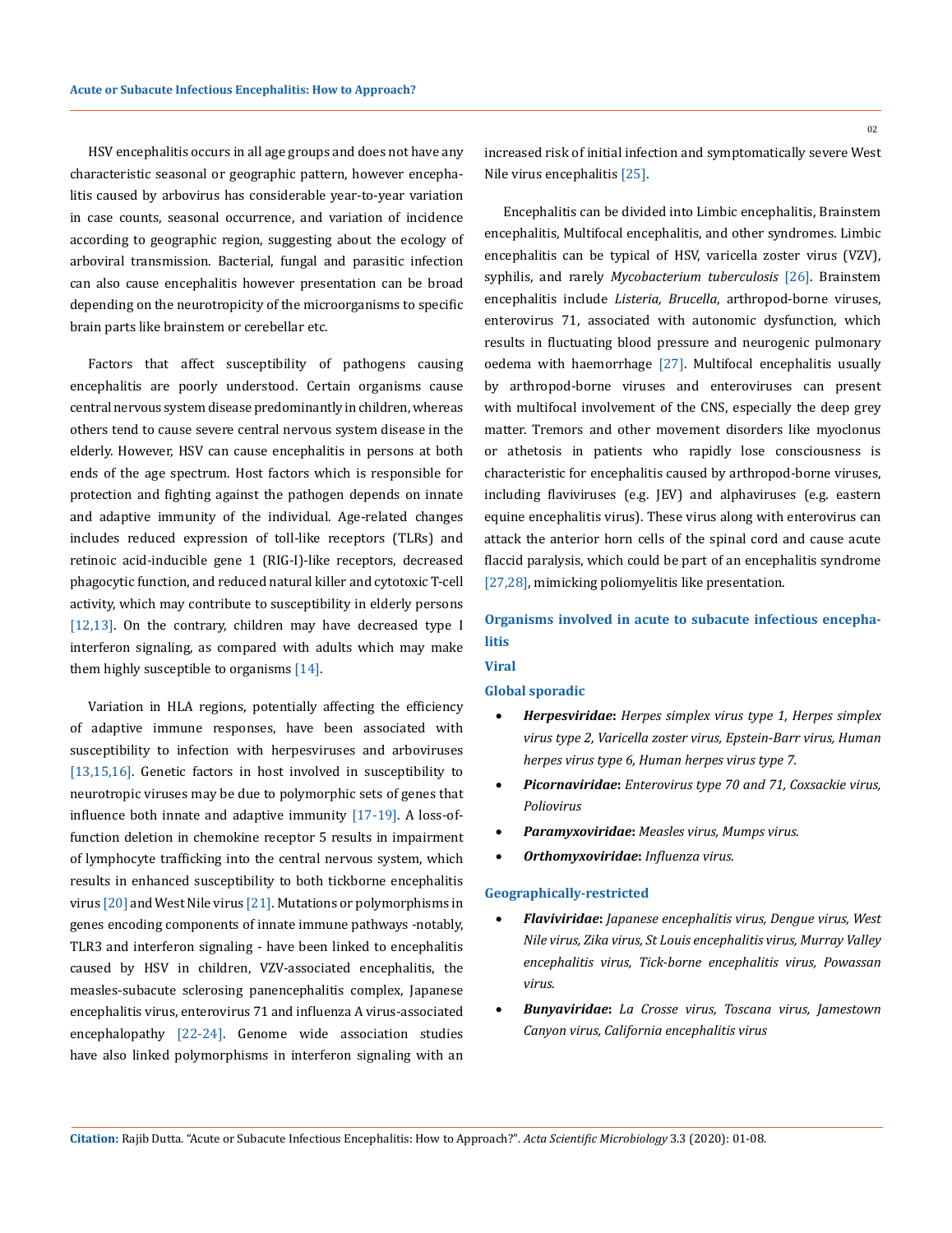HSV encephalitis occurs in all age groups and does not have any characteristic seasonal or geographic pattern, however encephalitis caused by arbovirus has considerable year-to-year variation in case counts, seasonal occurrence, and variation of incidence according to geographic region, suggesting about the ecology of arboviral transmission. Bacterial, fungal and parasitic infection can also cause encephalitis however presentation can be broad depending on the neurotropicity of the microorganisms to specific brain parts like brainstem or cerebellar etc.

Factors that affect susceptibility of pathogens causing encephalitis are poorly understood. Certain organisms cause central nervous system disease predominantly in children, whereas others tend to cause severe central nervous system disease in the elderly. However, HSV can cause encephalitis in persons at both ends of the age spectrum. Host factors which is responsible for protection and fighting against the pathogen depends on innate and adaptive immunity of the individual. Age-related changes includes reduced expression of toll-like receptors (TLRs) and retinoic acid-inducible gene 1 (RIG-I)-like receptors, decreased phagocytic function, and reduced natural killer and cytotoxic T-cell activity, which may contribute to susceptibility in elderly persons [12,13]. On the contrary, children may have decreased type I interferon signaling, as compared with adults which may make them highly susceptible to organisms [14].

Variation in HLA regions, potentially affecting the efficiency of adaptive immune responses, have been associated with susceptibility to infection with herpesviruses and arboviruses [13,15,16]. Genetic factors in host involved in susceptibility to neurotropic viruses may be due to polymorphic sets of genes that influence both innate and adaptive immunity [17-19]. A loss-of-function deletion in chemokine receptor 5 results in impairment of lymphocyte trafficking into the central nervous system, which results in enhanced susceptibility to both tickborne encephalitis virus [20] and West Nile virus [21]. Mutations or polymorphisms in genes encoding components of innate immune pathways -notably, TLR3 and interferon signaling - have been linked to encephalitis caused by HSV in children, VZV-associated encephalitis, the measles-subacute sclerosing panencephalitis complex, Japanese encephalitis virus, enterovirus 71 and influenza A virus-associated encephalopathy [22-24]. Genome wide association studies have also linked polymorphisms in interferon signaling with an increased risk of initial infection and symptomatically severe West Nile virus encephalitis [25].

Encephalitis can be divided into Limbic encephalitis, Brainstem encephalitis, Multifocal encephalitis, and other syndromes. Limbic encephalitis can be typical of HSV, varicella zoster virus (VZV), syphilis, and rarely *Mycobacterium tuberculosis* [26]. Brainstem encephalitis include *Listeria, Brucella*, arthropod-borne viruses, enterovirus 71, associated with autonomic dysfunction, which results in fluctuating blood pressure and neurogenic pulmonary oedema with haemorrhage [27]. Multifocal encephalitis usually by arthropod-borne viruses and enteroviruses can present with multifocal involvement of the CNS, especially the deep grey matter. Tremors and other movement disorders like myoclonus or athetosis in patients who rapidly lose consciousness is characteristic for encephalitis caused by arthropod-borne viruses, including flaviviruses (e.g. JEV) and alphaviruses (e.g. eastern equine encephalitis virus). These virus along with enterovirus can attack the anterior horn cells of the spinal cord and cause acute flaccid paralysis, which could be part of an encephalitis syndrome [27,28], mimicking poliomyelitis like presentation.

## Organisms involved in acute to subacute infectious encephalitis

### Viral

#### Global sporadic

- ***Herpesviridae*:** *Herpes simplex virus type 1, Herpes simplex virus type 2, Varicella zoster virus, Epstein-Barr virus, Human herpes virus type 6, Human herpes virus type 7.*
- ***Picornaviridae*:** *Enterovirus type 70 and 71, Coxsackie virus, Poliovirus*
- ***Paramyxoviridae*:** *Measles virus, Mumps virus.*
- ***Orthomyxoviridae*:** *Influenza virus.*

#### Geographically-restricted

- ***Flaviviridae*:** *Japanese encephalitis virus, Dengue virus, West Nile virus, Zika virus, St Louis encephalitis virus, Murray Valley encephalitis virus, Tick-borne encephalitis virus, Powassan virus.*
- ***Bunyaviridae*:** *La Crosse virus, Toscana virus, Jamestown Canyon virus, California encephalitis virus*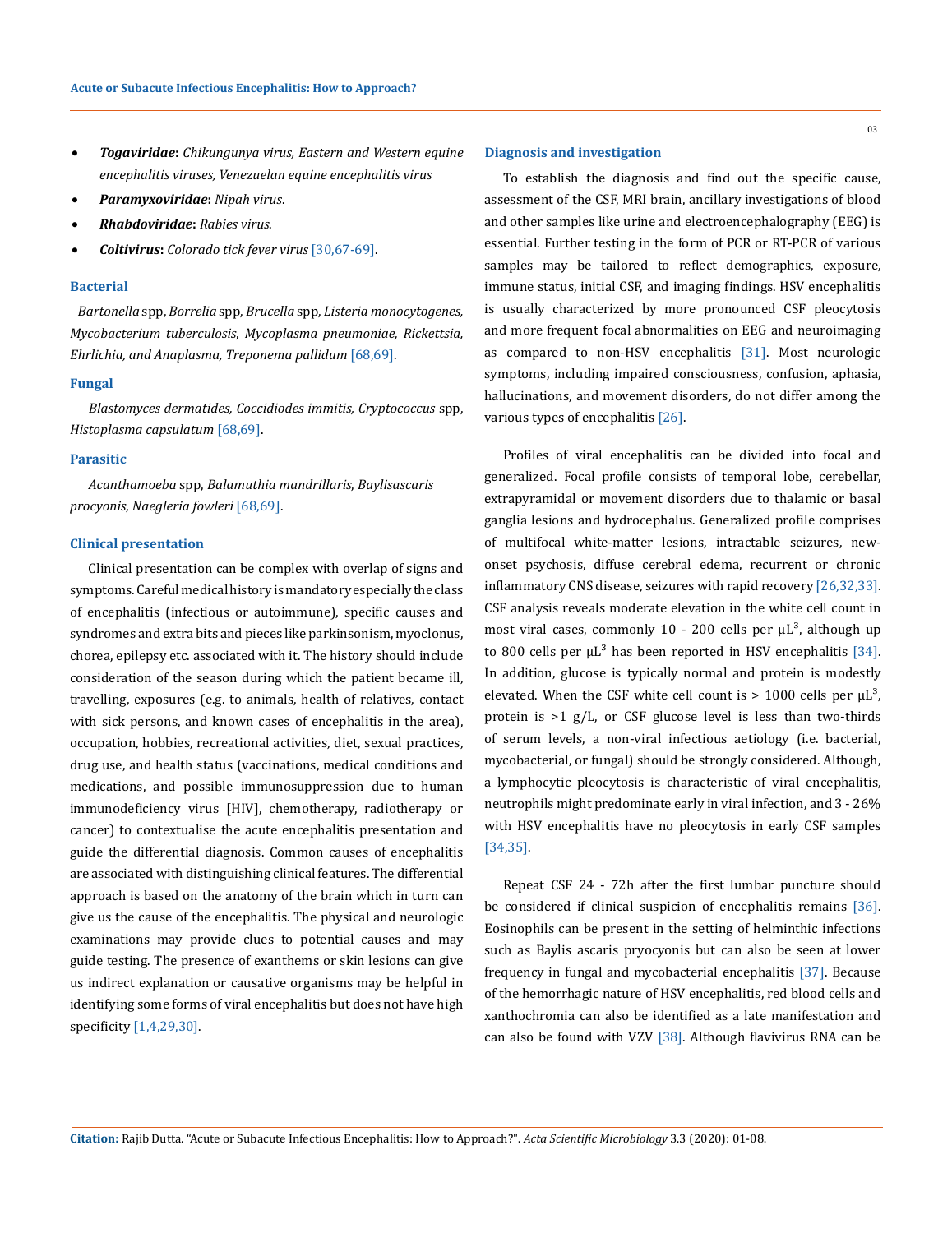- ***Togaviridae*****:** *Chikungunya virus, Eastern and Western equine encephalitis viruses, Venezuelan equine encephalitis virus*
- ***Paramyxoviridae*****:** *Nipah virus*.
- ***Rhabdoviridae*****:** *Rabies virus*.
- ***Coltivirus*****:** *Colorado tick fever virus* [30,67-69].

### Bacterial

*Bartonella* spp, *Borrelia* spp, *Brucella* spp, *Listeria monocytogenes, Mycobacterium tuberculosis, Mycoplasma pneumoniae, Rickettsia, Ehrlichia, and Anaplasma, Treponema pallidum* [68,69].

### Fungal

*Blastomyces dermatides, Coccidiodes immitis, Cryptococcus* spp, *Histoplasma capsulatum* [68,69].

### Parasitic

*Acanthamoeba* spp, *Balamuthia mandrillaris*, *Baylisascaris procyonis*, *Naegleria fowleri* [68,69].

### Clinical presentation

Clinical presentation can be complex with overlap of signs and symptoms. Careful medical history is mandatory especially the class of encephalitis (infectious or autoimmune), specific causes and syndromes and extra bits and pieces like parkinsonism, myoclonus, chorea, epilepsy etc. associated with it. The history should include consideration of the season during which the patient became ill, travelling, exposures (e.g. to animals, health of relatives, contact with sick persons, and known cases of encephalitis in the area), occupation, hobbies, recreational activities, diet, sexual practices, drug use, and health status (vaccinations, medical conditions and medications, and possible immunosuppression due to human immunodeficiency virus [HIV], chemotherapy, radiotherapy or cancer) to contextualise the acute encephalitis presentation and guide the differential diagnosis. Common causes of encephalitis are associated with distinguishing clinical features. The differential approach is based on the anatomy of the brain which in turn can give us the cause of the encephalitis. The physical and neurologic examinations may provide clues to potential causes and may guide testing. The presence of exanthems or skin lesions can give us indirect explanation or causative organisms may be helpful in identifying some forms of viral encephalitis but does not have high specificity [1,4,29,30].

### Diagnosis and investigation

To establish the diagnosis and find out the specific cause, assessment of the CSF, MRI brain, ancillary investigations of blood and other samples like urine and electroencephalography (EEG) is essential. Further testing in the form of PCR or RT-PCR of various samples may be tailored to reflect demographics, exposure, immune status, initial CSF, and imaging findings. HSV encephalitis is usually characterized by more pronounced CSF pleocytosis and more frequent focal abnormalities on EEG and neuroimaging as compared to non-HSV encephalitis [31]. Most neurologic symptoms, including impaired consciousness, confusion, aphasia, hallucinations, and movement disorders, do not differ among the various types of encephalitis [26].

Profiles of viral encephalitis can be divided into focal and generalized. Focal profile consists of temporal lobe, cerebellar, extrapyramidal or movement disorders due to thalamic or basal ganglia lesions and hydrocephalus. Generalized profile comprises of multifocal white-matter lesions, intractable seizures, new-onset psychosis, diffuse cerebral edema, recurrent or chronic inflammatory CNS disease, seizures with rapid recovery [26,32,33]. CSF analysis reveals moderate elevation in the white cell count in most viral cases, commonly 10 - 200 cells per $\mu L^3$, although up to 800 cells per $\mu L^3$ has been reported in HSV encephalitis [34]. In addition, glucose is typically normal and protein is modestly elevated. When the CSF white cell count is > 1000 cells per $\mu L^3$, protein is >1 g/L, or CSF glucose level is less than two-thirds of serum levels, a non-viral infectious aetiology (i.e. bacterial, mycobacterial, or fungal) should be strongly considered. Although, a lymphocytic pleocytosis is characteristic of viral encephalitis, neutrophils might predominate early in viral infection, and 3 - 26% with HSV encephalitis have no pleocytosis in early CSF samples [34,35].

Repeat CSF 24 - 72h after the first lumbar puncture should be considered if clinical suspicion of encephalitis remains [36]. Eosinophils can be present in the setting of helminthic infections such as Baylis ascaris pryocyonis but can also be seen at lower frequency in fungal and mycobacterial encephalitis [37]. Because of the hemorrhagic nature of HSV encephalitis, red blood cells and xanthochromia can also be identified as a late manifestation and can also be found with VZV [38]. Although flavivirus RNA can be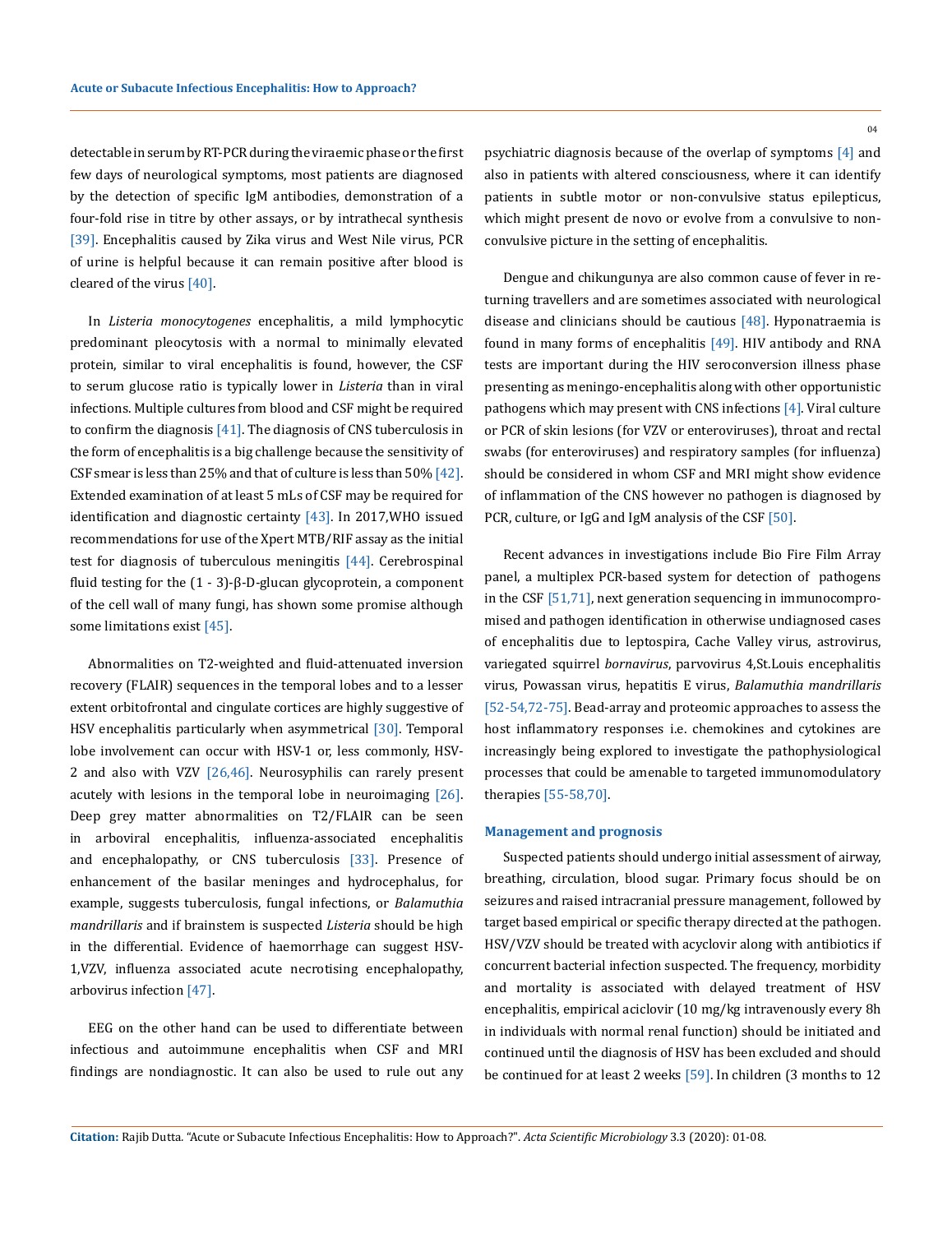detectable in serum by RT-PCR during the viraemic phase or the first few days of neurological symptoms, most patients are diagnosed by the detection of specific IgM antibodies, demonstration of a four-fold rise in titre by other assays, or by intrathecal synthesis [39]. Encephalitis caused by Zika virus and West Nile virus, PCR of urine is helpful because it can remain positive after blood is cleared of the virus [40].

In *Listeria monocytogenes* encephalitis, a mild lymphocytic predominant pleocytosis with a normal to minimally elevated protein, similar to viral encephalitis is found, however, the CSF to serum glucose ratio is typically lower in *Listeria* than in viral infections. Multiple cultures from blood and CSF might be required to confirm the diagnosis [41]. The diagnosis of CNS tuberculosis in the form of encephalitis is a big challenge because the sensitivity of CSF smear is less than 25% and that of culture is less than 50% [42]. Extended examination of at least 5 mLs of CSF may be required for identification and diagnostic certainty [43]. In 2017,WHO issued recommendations for use of the Xpert MTB/RIF assay as the initial test for diagnosis of tuberculous meningitis [44]. Cerebrospinal fluid testing for the (1 - 3)-β-D-glucan glycoprotein, a component of the cell wall of many fungi, has shown some promise although some limitations exist [45].

Abnormalities on T2-weighted and fluid-attenuated inversion recovery (FLAIR) sequences in the temporal lobes and to a lesser extent orbitofrontal and cingulate cortices are highly suggestive of HSV encephalitis particularly when asymmetrical [30]. Temporal lobe involvement can occur with HSV-1 or, less commonly, HSV-2 and also with VZV [26,46]. Neurosyphilis can rarely present acutely with lesions in the temporal lobe in neuroimaging [26]. Deep grey matter abnormalities on T2/FLAIR can be seen in arboviral encephalitis, influenza-associated encephalitis and encephalopathy, or CNS tuberculosis [33]. Presence of enhancement of the basilar meninges and hydrocephalus, for example, suggests tuberculosis, fungal infections, or *Balamuthia mandrillaris* and if brainstem is suspected *Listeria* should be high in the differential. Evidence of haemorrhage can suggest HSV-1,VZV, influenza associated acute necrotising encephalopathy, arbovirus infection [47].

EEG on the other hand can be used to differentiate between infectious and autoimmune encephalitis when CSF and MRI findings are nondiagnostic. It can also be used to rule out any psychiatric diagnosis because of the overlap of symptoms [4] and also in patients with altered consciousness, where it can identify patients in subtle motor or non-convulsive status epilepticus, which might present de novo or evolve from a convulsive to non-convulsive picture in the setting of encephalitis.

Dengue and chikungunya are also common cause of fever in returning travellers and are sometimes associated with neurological disease and clinicians should be cautious [48]. Hyponatraemia is found in many forms of encephalitis [49]. HIV antibody and RNA tests are important during the HIV seroconversion illness phase presenting as meningo-encephalitis along with other opportunistic pathogens which may present with CNS infections [4]. Viral culture or PCR of skin lesions (for VZV or enteroviruses), throat and rectal swabs (for enteroviruses) and respiratory samples (for influenza) should be considered in whom CSF and MRI might show evidence of inflammation of the CNS however no pathogen is diagnosed by PCR, culture, or IgG and IgM analysis of the CSF [50].

Recent advances in investigations include Bio Fire Film Array panel, a multiplex PCR-based system for detection of pathogens in the CSF [51,71], next generation sequencing in immunocompromised and pathogen identification in otherwise undiagnosed cases of encephalitis due to leptospira, Cache Valley virus, astrovirus, variegated squirrel *bornavirus*, parvovirus 4,St.Louis encephalitis virus, Powassan virus, hepatitis E virus, *Balamuthia mandrillaris* [52-54,72-75]. Bead-array and proteomic approaches to assess the host inflammatory responses i.e. chemokines and cytokines are increasingly being explored to investigate the pathophysiological processes that could be amenable to targeted immunomodulatory therapies [55-58,70].

### Management and prognosis

Suspected patients should undergo initial assessment of airway, breathing, circulation, blood sugar. Primary focus should be on seizures and raised intracranial pressure management, followed by target based empirical or specific therapy directed at the pathogen. HSV/VZV should be treated with acyclovir along with antibiotics if concurrent bacterial infection suspected. The frequency, morbidity and mortality is associated with delayed treatment of HSV encephalitis, empirical aciclovir (10 mg/kg intravenously every 8h in individuals with normal renal function) should be initiated and continued until the diagnosis of HSV has been excluded and should be continued for at least 2 weeks [59]. In children (3 months to 12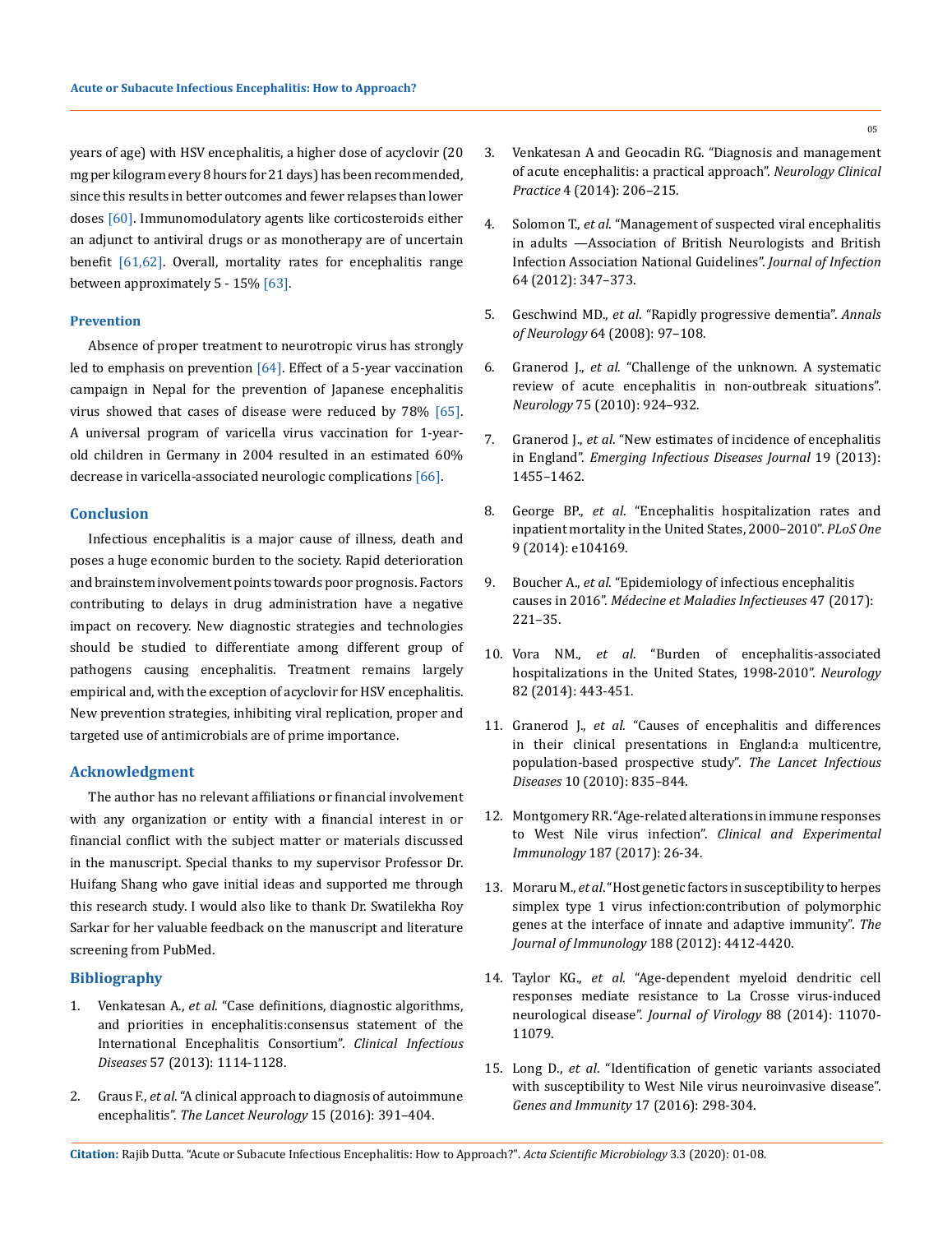years of age) with HSV encephalitis, a higher dose of acyclovir (20 mg per kilogram every 8 hours for 21 days) has been recommended, since this results in better outcomes and fewer relapses than lower doses [60]. Immunomodulatory agents like corticosteroids either an adjunct to antiviral drugs or as monotherapy are of uncertain benefit [61,62]. Overall, mortality rates for encephalitis range between approximately 5 - 15% [63].

## Prevention

Absence of proper treatment to neurotropic virus has strongly led to emphasis on prevention [64]. Effect of a 5-year vaccination campaign in Nepal for the prevention of Japanese encephalitis virus showed that cases of disease were reduced by 78% [65]. A universal program of varicella virus vaccination for 1-year-old children in Germany in 2004 resulted in an estimated 60% decrease in varicella-associated neurologic complications [66].

## Conclusion

Infectious encephalitis is a major cause of illness, death and poses a huge economic burden to the society. Rapid deterioration and brainstem involvement points towards poor prognosis. Factors contributing to delays in drug administration have a negative impact on recovery. New diagnostic strategies and technologies should be studied to differentiate among different group of pathogens causing encephalitis. Treatment remains largely empirical and, with the exception of acyclovir for HSV encephalitis. New prevention strategies, inhibiting viral replication, proper and targeted use of antimicrobials are of prime importance.

## Acknowledgment

The author has no relevant affiliations or financial involvement with any organization or entity with a financial interest in or financial conflict with the subject matter or materials discussed in the manuscript. Special thanks to my supervisor Professor Dr. Huifang Shang who gave initial ideas and supported me through this research study. I would also like to thank Dr. Swatilekha Roy Sarkar for her valuable feedback on the manuscript and literature screening from PubMed.

## Bibliography

1. Venkatesan A., *et al*. "Case definitions, diagnostic algorithms, and priorities in encephalitis:consensus statement of the International Encephalitis Consortium". *Clinical Infectious Diseases* 57 (2013): 1114-1128.
2. Graus F., *et al*. "A clinical approach to diagnosis of autoimmune encephalitis". *The Lancet Neurology* 15 (2016): 391–404.
3. Venkatesan A and Geocadin RG. "Diagnosis and management of acute encephalitis: a practical approach". *Neurology Clinical Practice* 4 (2014): 206–215.
4. Solomon T., *et al*. "Management of suspected viral encephalitis in adults —Association of British Neurologists and British Infection Association National Guidelines". *Journal of Infection* 64 (2012): 347–373.
5. Geschwind MD., *et al*. "Rapidly progressive dementia". *Annals of Neurology* 64 (2008): 97–108.
6. Granerod J., *et al*. "Challenge of the unknown. A systematic review of acute encephalitis in non-outbreak situations". *Neurology* 75 (2010): 924–932.
7. Granerod J., *et al*. "New estimates of incidence of encephalitis in England". *Emerging Infectious Diseases Journal* 19 (2013): 1455–1462.
8. George BP., *et al*. "Encephalitis hospitalization rates and inpatient mortality in the United States, 2000–2010". *PLoS One* 9 (2014): e104169.
9. Boucher A., *et al*. "Epidemiology of infectious encephalitis causes in 2016". *Médecine et Maladies Infectieuses* 47 (2017): 221–35.
10. Vora NM., *et al*. "Burden of encephalitis-associated hospitalizations in the United States, 1998-2010". *Neurology* 82 (2014): 443-451.
11. Granerod J., *et al*. "Causes of encephalitis and differences in their clinical presentations in England:a multicentre, population-based prospective study". *The Lancet Infectious Diseases* 10 (2010): 835–844.
12. Montgomery RR. "Age-related alterations in immune responses to West Nile virus infection". *Clinical and Experimental Immunology* 187 (2017): 26-34.
13. Moraru M., *et al*. "Host genetic factors in susceptibility to herpes simplex type 1 virus infection:contribution of polymorphic genes at the interface of innate and adaptive immunity". *The Journal of Immunology* 188 (2012): 4412-4420.
14. Taylor KG., *et al*. "Age-dependent myeloid dendritic cell responses mediate resistance to La Crosse virus-induced neurological disease". *Journal of Virology* 88 (2014): 11070-11079.
15. Long D., *et al*. "Identification of genetic variants associated with susceptibility to West Nile virus neuroinvasive disease". *Genes and Immunity* 17 (2016): 298-304.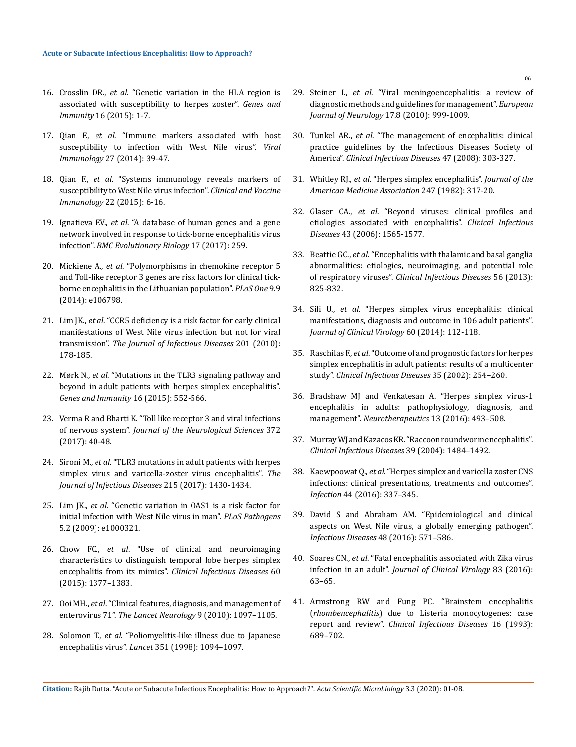16. Crosslin DR., *et al*. "Genetic variation in the HLA region is associated with susceptibility to herpes zoster". *Genes and Immunity* 16 (2015): 1-7.

17. Qian F., *et al*. "Immune markers associated with host susceptibility to infection with West Nile virus". *Viral Immunology* 27 (2014): 39-47.

18. Qian F., *et al*. "Systems immunology reveals markers of susceptibility to West Nile virus infection". *Clinical and Vaccine Immunology* 22 (2015): 6-16.

19. Ignatieva EV., *et al*. "A database of human genes and a gene network involved in response to tick-borne encephalitis virus infection". *BMC Evolutionary Biology* 17 (2017): 259.

20. Mickiene A., *et al*. "Polymorphisms in chemokine receptor 5 and Toll-like receptor 3 genes are risk factors for clinical tick-borne encephalitis in the Lithuanian population". *PLoS One* 9.9 (2014): e106798.

21. Lim JK., *et al*. "CCR5 deficiency is a risk factor for early clinical manifestations of West Nile virus infection but not for viral transmission". *The Journal of Infectious Diseases* 201 (2010): 178-185.

22. Mørk N., *et al*. "Mutations in the TLR3 signaling pathway and beyond in adult patients with herpes simplex encephalitis". *Genes and Immunity* 16 (2015): 552-566.

23. Verma R and Bharti K. "Toll like receptor 3 and viral infections of nervous system". *Journal of the Neurological Sciences* 372 (2017): 40-48.

24. Sironi M., *et al*. "TLR3 mutations in adult patients with herpes simplex virus and varicella-zoster virus encephalitis". *The Journal of Infectious Diseases* 215 (2017): 1430-1434.

25. Lim JK., *et al*. "Genetic variation in OAS1 is a risk factor for initial infection with West Nile virus in man". *PLoS Pathogens* 5.2 (2009): e1000321.

26. Chow FC., *et al*. "Use of clinical and neuroimaging characteristics to distinguish temporal lobe herpes simplex encephalitis from its mimics". *Clinical Infectious Diseases* 60 (2015): 1377–1383.

27. Ooi MH., *et al*. "Clinical features, diagnosis, and management of enterovirus 71". *The Lancet Neurology* 9 (2010): 1097–1105.

28. Solomon T., *et al*. "Poliomyelitis-like illness due to Japanese encephalitis virus". *Lancet* 351 (1998): 1094–1097.

29. Steiner I., *et al*. "Viral meningoencephalitis: a review of diagnostic methods and guidelines for management". *European Journal of Neurology* 17.8 (2010): 999-1009.

30. Tunkel AR., *et al*. "The management of encephalitis: clinical practice guidelines by the Infectious Diseases Society of America". *Clinical Infectious Diseases* 47 (2008): 303-327.

31. Whitley RJ., *et al*. "Herpes simplex encephalitis". *Journal of the American Medicine Association* 247 (1982): 317-20.

32. Glaser CA., *et al*. "Beyond viruses: clinical profiles and etiologies associated with encephalitis". *Clinical Infectious Diseases* 43 (2006): 1565-1577.

33. Beattie GC., *et al*. "Encephalitis with thalamic and basal ganglia abnormalities: etiologies, neuroimaging, and potential role of respiratory viruses". *Clinical Infectious Diseases* 56 (2013): 825-832.

34. Sili U., *et al*. "Herpes simplex virus encephalitis: clinical manifestations, diagnosis and outcome in 106 adult patients". *Journal of Clinical Virology* 60 (2014): 112-118.

35. Raschilas F., *et al*. "Outcome of and prognostic factors for herpes simplex encephalitis in adult patients: results of a multicenter study". *Clinical Infectious Diseases* 35 (2002): 254–260.

36. Bradshaw MJ and Venkatesan A. "Herpes simplex virus-1 encephalitis in adults: pathophysiology, diagnosis, and management". *Neurotherapeutics* 13 (2016): 493–508.

37. Murray WJ and Kazacos KR. "Raccoon roundworm encephalitis". *Clinical Infectious Diseases* 39 (2004): 1484–1492.

38. Kaewpoowat Q., *et al*. "Herpes simplex and varicella zoster CNS infections: clinical presentations, treatments and outcomes". *Infection* 44 (2016): 337–345.

39. David S and Abraham AM. "Epidemiological and clinical aspects on West Nile virus, a globally emerging pathogen". *Infectious Diseases* 48 (2016): 571–586.

40. Soares CN., *et al*. "Fatal encephalitis associated with Zika virus infection in an adult". *Journal of Clinical Virology* 83 (2016): 63–65.

41. Armstrong RW and Fung PC. "Brainstem encephalitis (*rhombencephalitis*) due to Listeria monocytogenes: case report and review". *Clinical Infectious Diseases* 16 (1993): 689–702.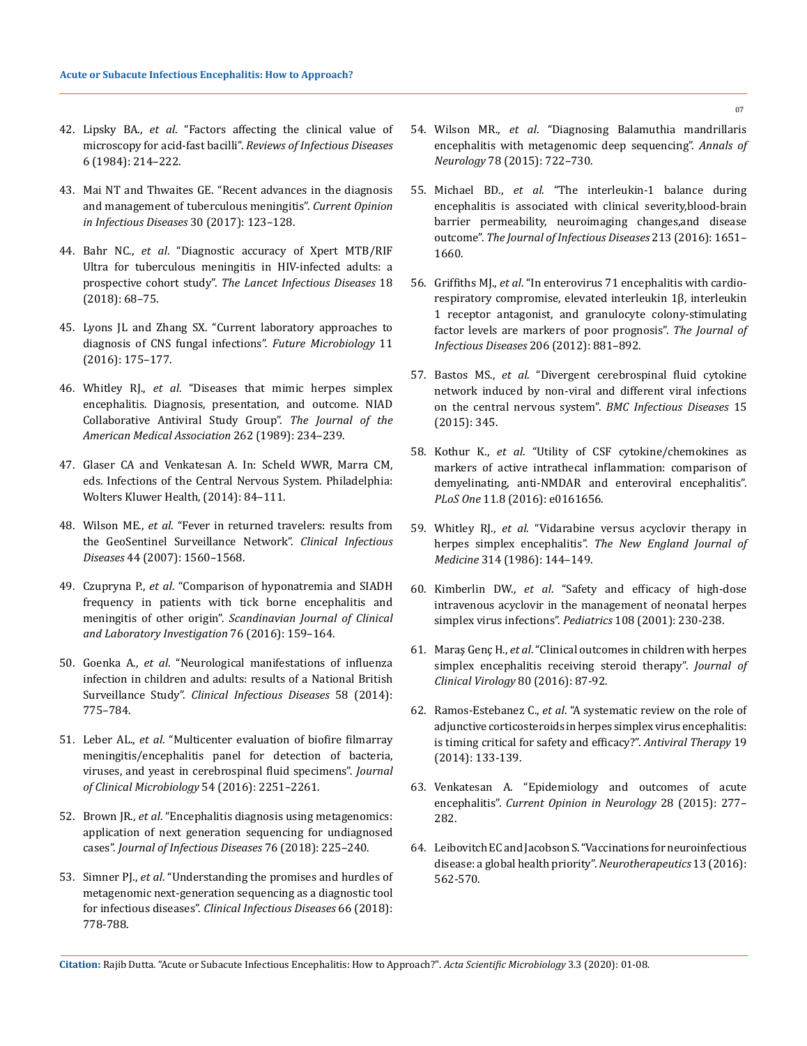42. Lipsky BA., *et al*. "Factors affecting the clinical value of microscopy for acid-fast bacilli". *Reviews of Infectious Diseases* 6 (1984): 214–222.

43. Mai NT and Thwaites GE. "Recent advances in the diagnosis and management of tuberculous meningitis". *Current Opinion in Infectious Diseases* 30 (2017): 123–128.

44. Bahr NC., *et al*. "Diagnostic accuracy of Xpert MTB/RIF Ultra for tuberculous meningitis in HIV-infected adults: a prospective cohort study". *The Lancet Infectious Diseases* 18 (2018): 68–75.

45. Lyons JL and Zhang SX. "Current laboratory approaches to diagnosis of CNS fungal infections". *Future Microbiology* 11 (2016): 175–177.

46. Whitley RJ., *et al*. "Diseases that mimic herpes simplex encephalitis. Diagnosis, presentation, and outcome. NIAD Collaborative Antiviral Study Group". *The Journal of the American Medical Association* 262 (1989): 234–239.

47. Glaser CA and Venkatesan A. In: Scheld WWR, Marra CM, eds. Infections of the Central Nervous System. Philadelphia: Wolters Kluwer Health, (2014): 84–111.

48. Wilson ME., *et al*. "Fever in returned travelers: results from the GeoSentinel Surveillance Network". *Clinical Infectious Diseases* 44 (2007): 1560–1568.

49. Czupryna P., *et al*. "Comparison of hyponatremia and SIADH frequency in patients with tick borne encephalitis and meningitis of other origin". *Scandinavian Journal of Clinical and Laboratory Investigation* 76 (2016): 159–164.

50. Goenka A., *et al*. "Neurological manifestations of influenza infection in children and adults: results of a National British Surveillance Study". *Clinical Infectious Diseases* 58 (2014): 775–784.

51. Leber AL., *et al*. "Multicenter evaluation of biofire filmarray meningitis/encephalitis panel for detection of bacteria, viruses, and yeast in cerebrospinal fluid specimens". *Journal of Clinical Microbiology* 54 (2016): 2251–2261.

52. Brown JR., *et al*. "Encephalitis diagnosis using metagenomics: application of next generation sequencing for undiagnosed cases". *Journal of Infectious Diseases* 76 (2018): 225–240.

53. Simner PJ., *et al*. "Understanding the promises and hurdles of metagenomic next-generation sequencing as a diagnostic tool for infectious diseases". *Clinical Infectious Diseases* 66 (2018): 778-788.

54. Wilson MR., *et al*. "Diagnosing Balamuthia mandrillaris encephalitis with metagenomic deep sequencing". *Annals of Neurology* 78 (2015): 722–730.

55. Michael BD., *et al*. "The interleukin-1 balance during encephalitis is associated with clinical severity,blood-brain barrier permeability, neuroimaging changes,and disease outcome". *The Journal of Infectious Diseases* 213 (2016): 1651–1660.

56. Griffiths MJ., *et al*. "In enterovirus 71 encephalitis with cardio-respiratory compromise, elevated interleukin 1β, interleukin 1 receptor antagonist, and granulocyte colony-stimulating factor levels are markers of poor prognosis". *The Journal of Infectious Diseases* 206 (2012): 881–892.

57. Bastos MS., *et al*. "Divergent cerebrospinal fluid cytokine network induced by non-viral and different viral infections on the central nervous system". *BMC Infectious Diseases* 15 (2015): 345.

58. Kothur K., *et al*. "Utility of CSF cytokine/chemokines as markers of active intrathecal inflammation: comparison of demyelinating, anti-NMDAR and enteroviral encephalitis". *PLoS One* 11.8 (2016): e0161656.

59. Whitley RJ., *et al*. "Vidarabine versus acyclovir therapy in herpes simplex encephalitis". *The New England Journal of Medicine* 314 (1986): 144–149.

60. Kimberlin DW., *et al*. "Safety and efficacy of high-dose intravenous acyclovir in the management of neonatal herpes simplex virus infections". *Pediatrics* 108 (2001): 230-238.

61. Maraş Genç H., *et al*. "Clinical outcomes in children with herpes simplex encephalitis receiving steroid therapy". *Journal of Clinical Virology* 80 (2016): 87-92.

62. Ramos-Estebanez C., *et al*. "A systematic review on the role of adjunctive corticosteroids in herpes simplex virus encephalitis: is timing critical for safety and efficacy?". *Antiviral Therapy* 19 (2014): 133-139.

63. Venkatesan A. "Epidemiology and outcomes of acute encephalitis". *Current Opinion in Neurology* 28 (2015): 277–282.

64. Leibovitch EC and Jacobson S. "Vaccinations for neuroinfectious disease: a global health priority". *Neurotherapeutics* 13 (2016): 562-570.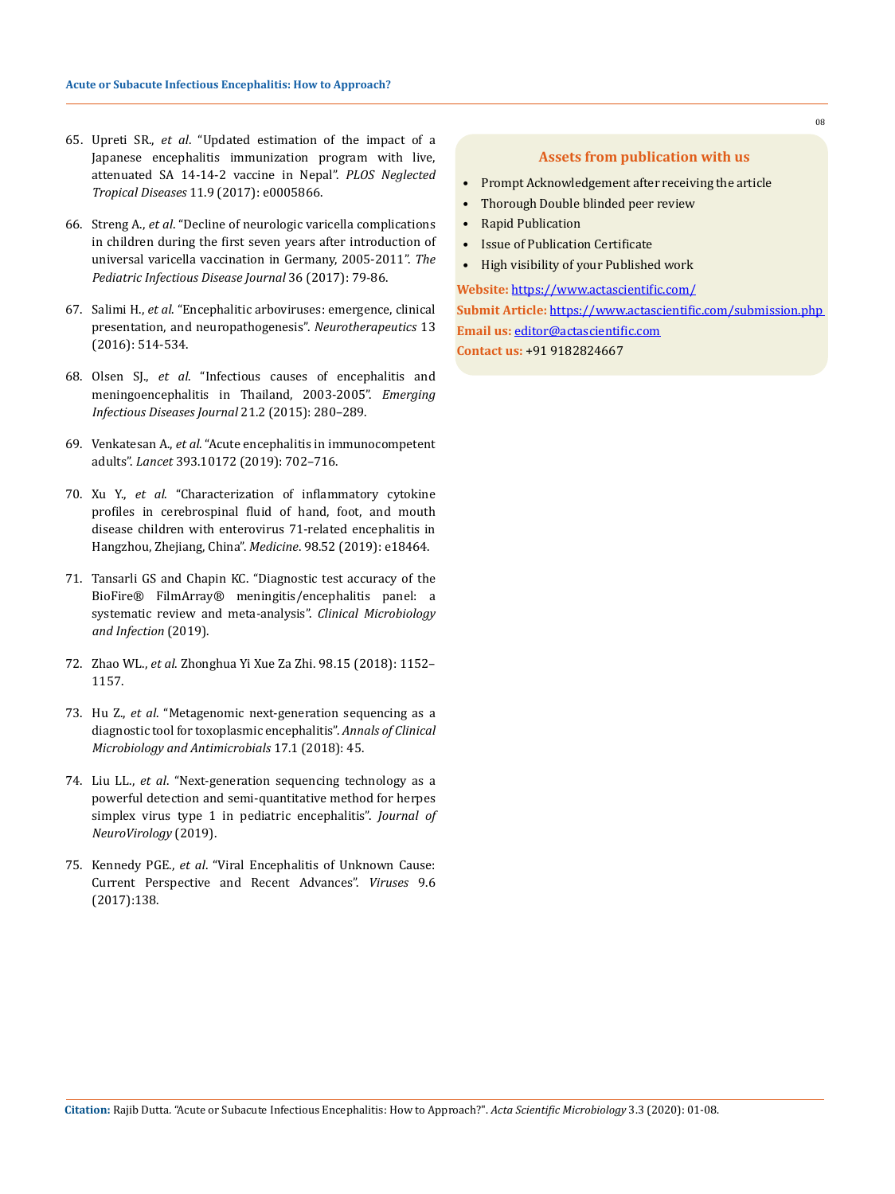65. Upreti SR., *et al*. "Updated estimation of the impact of a Japanese encephalitis immunization program with live, attenuated SA 14-14-2 vaccine in Nepal". *PLOS Neglected Tropical Diseases* 11.9 (2017): e0005866.

66. Streng A., *et al*. "Decline of neurologic varicella complications in children during the first seven years after introduction of universal varicella vaccination in Germany, 2005-2011". *The Pediatric Infectious Disease Journal* 36 (2017): 79-86.

67. Salimi H., *et al*. "Encephalitic arboviruses: emergence, clinical presentation, and neuropathogenesis". *Neurotherapeutics* 13 (2016): 514-534.

68. Olsen SJ., *et al*. "Infectious causes of encephalitis and meningoencephalitis in Thailand, 2003-2005". *Emerging Infectious Diseases Journal* 21.2 (2015): 280–289.

69. Venkatesan A., *et al*. "Acute encephalitis in immunocompetent adults". *Lancet* 393.10172 (2019): 702–716.

70. Xu Y., *et al*. "Characterization of inflammatory cytokine profiles in cerebrospinal fluid of hand, foot, and mouth disease children with enterovirus 71-related encephalitis in Hangzhou, Zhejiang, China". *Medicine*. 98.52 (2019): e18464.

71. Tansarli GS and Chapin KC. "Diagnostic test accuracy of the BioFire® FilmArray® meningitis/encephalitis panel: a systematic review and meta-analysis". *Clinical Microbiology and Infection* (2019).

72. Zhao WL., *et al*. Zhonghua Yi Xue Za Zhi. 98.15 (2018): 1152–1157.

73. Hu Z., *et al*. "Metagenomic next-generation sequencing as a diagnostic tool for toxoplasmic encephalitis". *Annals of Clinical Microbiology and Antimicrobials* 17.1 (2018): 45.

74. Liu LL., *et al*. "Next-generation sequencing technology as a powerful detection and semi-quantitative method for herpes simplex virus type 1 in pediatric encephalitis". *Journal of NeuroVirology* (2019).

75. Kennedy PGE., *et al*. "Viral Encephalitis of Unknown Cause: Current Perspective and Recent Advances". *Viruses* 9.6 (2017):138.

**Assets from publication with us**

- Prompt Acknowledgement after receiving the article
- Thorough Double blinded peer review
- Rapid Publication
- Issue of Publication Certificate
- High visibility of your Published work

**Website:** https://www.actascientific.com/
**Submit Article:** https://www.actascientific.com/submission.php
**Email us:** editor@actascientific.com
**Contact us:** +91 9182824667